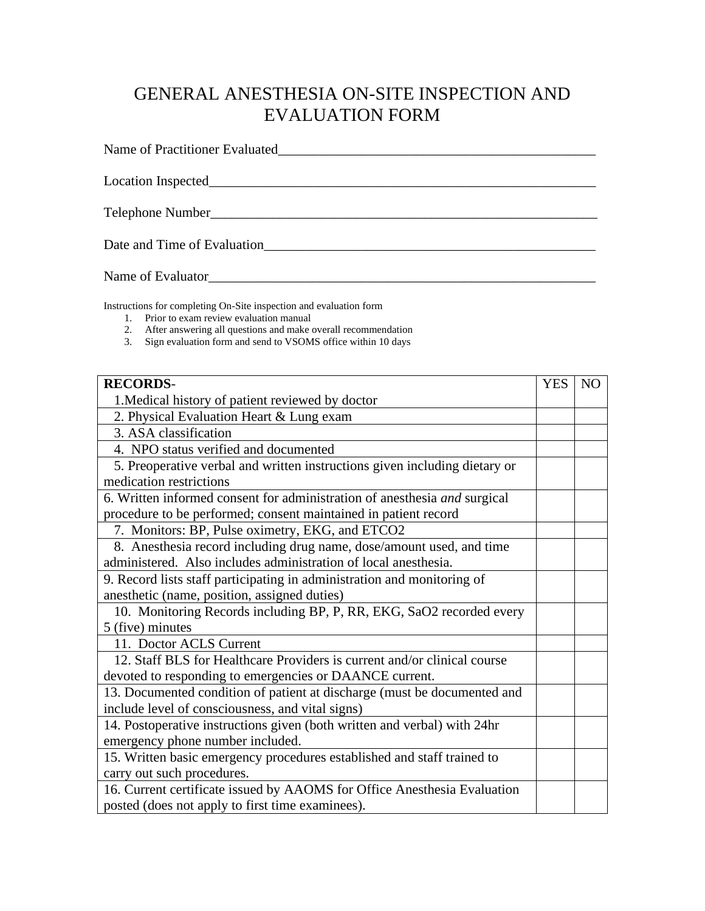# GENERAL ANESTHESIA ON-SITE INSPECTION AND EVALUATION FORM

Name of Practitioner Evaluated_______________________________________________

Location Inspected__________________________________________________________

Telephone Number__________________________________________________________

Date and Time of Evaluation_________________________________________________

Name of Evaluator__________________________________________________________

Instructions for completing On-Site inspection and evaluation form

1. Prior to exam review evaluation manual
2. After answering all questions and make overall recommendation
3. Sign evaluation form and send to VSOMS office within 10 days

| **RECORDS-** 1.Medical history of patient reviewed by doctor | YES | NO |
|---|---|---|
| 2. Physical Evaluation Heart & Lung exam | | |
| 3. ASA classification | | |
| 4. NPO status verified and documented | | |
| 5. Preoperative verbal and written instructions given including dietary or medication restrictions | | |
| 6. Written informed consent for administration of anesthesia *and* surgical procedure to be performed; consent maintained in patient record | | |
| 7. Monitors: BP, Pulse oximetry, EKG, and ETCO2 | | |
| 8. Anesthesia record including drug name, dose/amount used, and time administered. Also includes administration of local anesthesia. | | |
| 9. Record lists staff participating in administration and monitoring of anesthetic (name, position, assigned duties) | | |
| 10. Monitoring Records including BP, P, RR, EKG, SaO2 recorded every 5 (five) minutes | | |
| 11. Doctor ACLS Current | | |
| 12. Staff BLS for Healthcare Providers is current and/or clinical course devoted to responding to emergencies or DAANCE current. | | |
| 13. Documented condition of patient at discharge (must be documented and include level of consciousness, and vital signs) | | |
| 14. Postoperative instructions given (both written and verbal) with 24hr emergency phone number included. | | |
| 15. Written basic emergency procedures established and staff trained to carry out such procedures. | | |
| 16. Current certificate issued by AAOMS for Office Anesthesia Evaluation posted (does not apply to first time examinees). | | |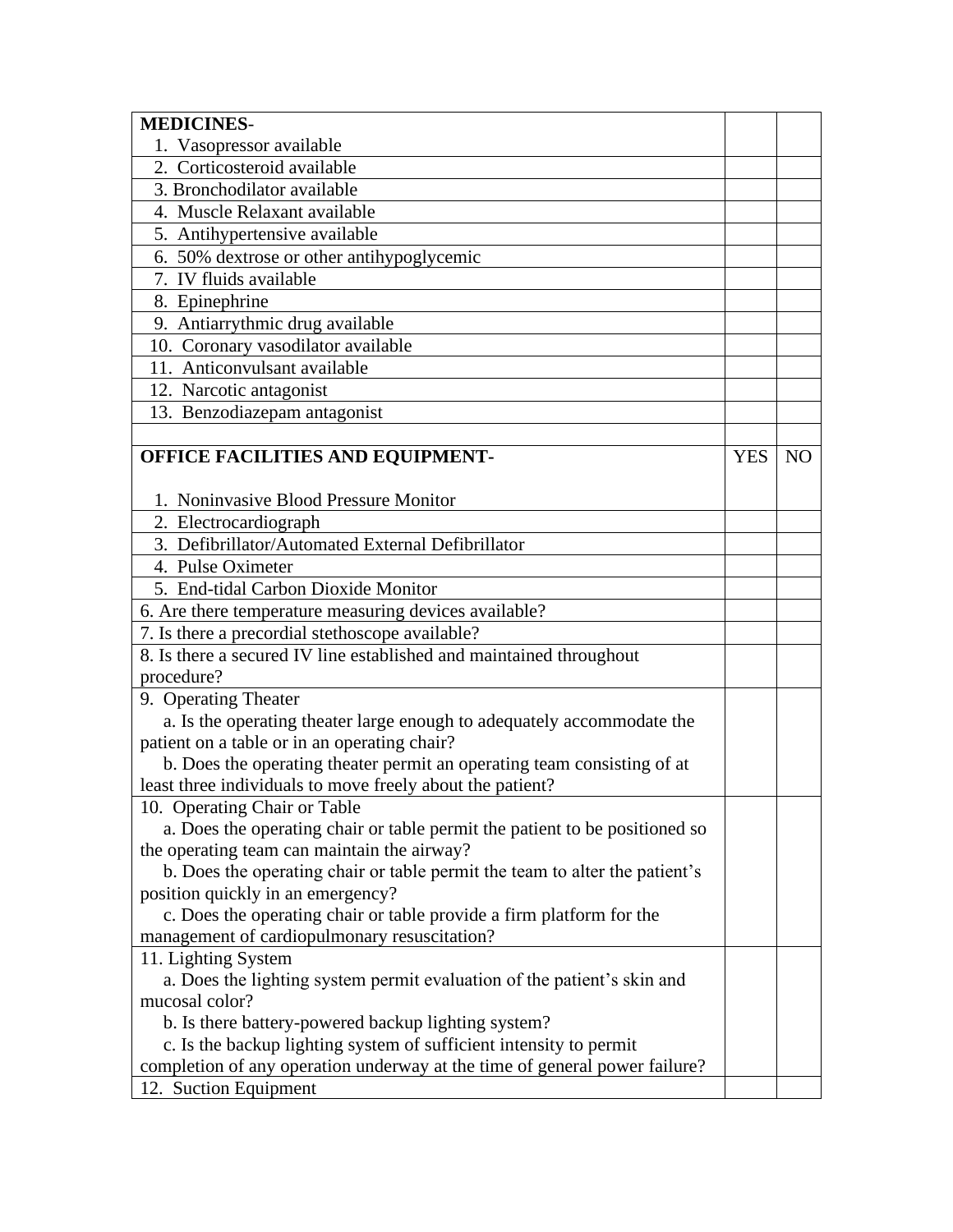| **MEDICINES**- | | |
|---|---|---|
| 1. Vasopressor available | | |
| 2. Corticosteroid available | | |
| 3. Bronchodilator available | | |
| 4. Muscle Relaxant available | | |
| 5. Antihypertensive available | | |
| 6. 50% dextrose or other antihypoglycemic | | |
| 7. IV fluids available | | |
| 8. Epinephrine | | |
| 9. Antiarrythmic drug available | | |
| 10. Coronary vasodilator available | | |
| 11. Anticonvulsant available | | |
| 12. Narcotic antagonist | | |
| 13. Benzodiazepam antagonist | | |
| | | |
| **OFFICE FACILITIES AND EQUIPMENT-** | YES | NO |
| 1. Noninvasive Blood Pressure Monitor | | |
| 2. Electrocardiograph | | |
| 3. Defibrillator/Automated External Defibrillator | | |
| 4. Pulse Oximeter | | |
| 5. End-tidal Carbon Dioxide Monitor | | |
| 6. Are there temperature measuring devices available? | | |
| 7. Is there a precordial stethoscope available? | | |
| 8. Is there a secured IV line established and maintained throughout procedure? | | |
| 9. Operating Theater<br>a. Is the operating theater large enough to adequately accommodate the patient on a table or in an operating chair?<br>b. Does the operating theater permit an operating team consisting of at least three individuals to move freely about the patient? | | |
| 10. Operating Chair or Table<br>a. Does the operating chair or table permit the patient to be positioned so the operating team can maintain the airway?<br>b. Does the operating chair or table permit the team to alter the patient's position quickly in an emergency?<br>c. Does the operating chair or table provide a firm platform for the management of cardiopulmonary resuscitation? | | |
| 11. Lighting System<br>a. Does the lighting system permit evaluation of the patient's skin and mucosal color?<br>b. Is there battery-powered backup lighting system?<br>c. Is the backup lighting system of sufficient intensity to permit completion of any operation underway at the time of general power failure? | | |
| 12. Suction Equipment | | |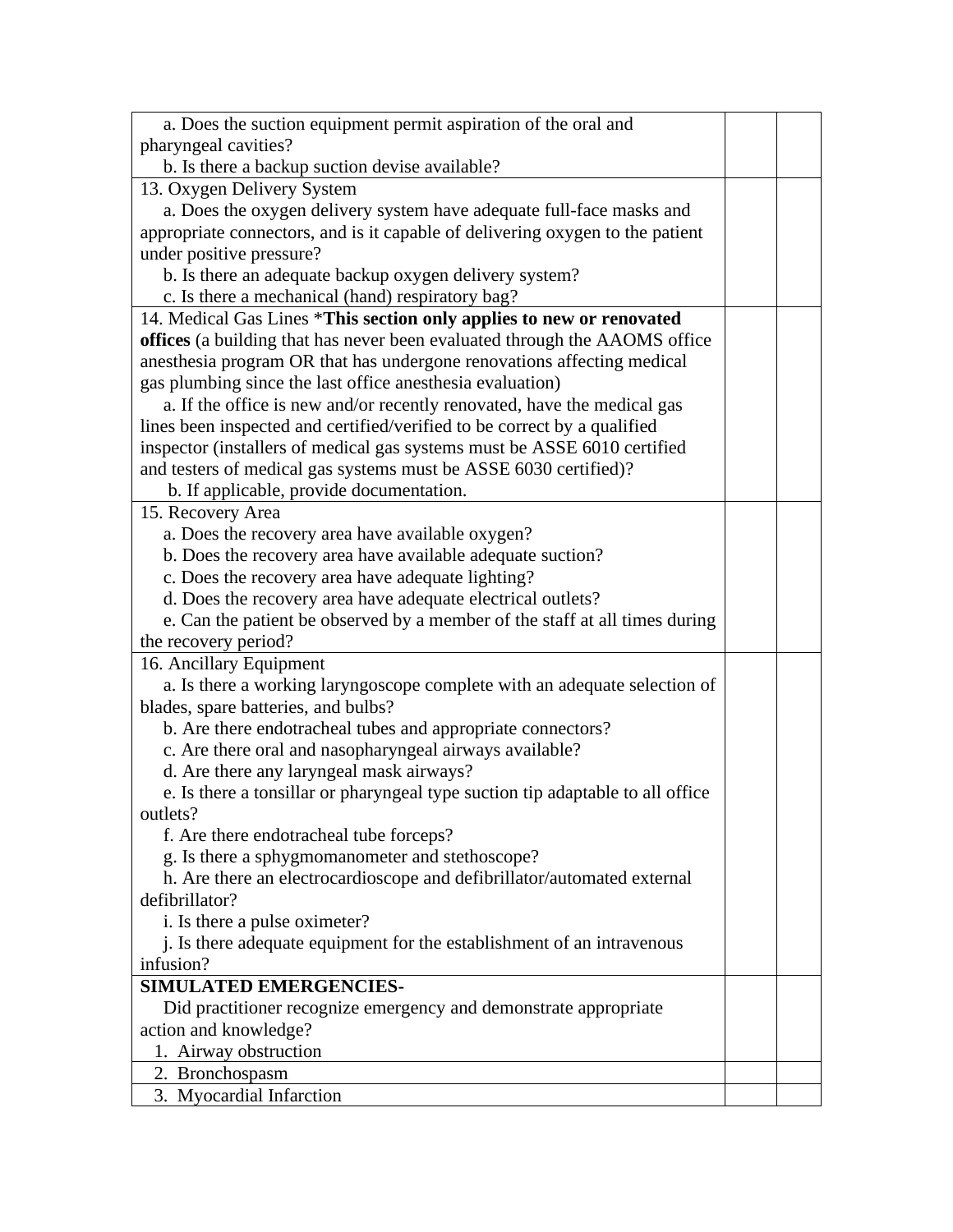| | | |
|---|---|---|
| a. Does the suction equipment permit aspiration of the oral and pharyngeal cavities?<br>b. Is there a backup suction devise available? | | |
| 13. Oxygen Delivery System<br>a. Does the oxygen delivery system have adequate full-face masks and appropriate connectors, and is it capable of delivering oxygen to the patient under positive pressure?<br>b. Is there an adequate backup oxygen delivery system?<br>c. Is there a mechanical (hand) respiratory bag? | | |
| 14. Medical Gas Lines ***This section only applies to new or renovated offices** (a building that has never been evaluated through the AAOMS office anesthesia program OR that has undergone renovations affecting medical gas plumbing since the last office anesthesia evaluation)<br>a. If the office is new and/or recently renovated, have the medical gas lines been inspected and certified/verified to be correct by a qualified inspector (installers of medical gas systems must be ASSE 6010 certified and testers of medical gas systems must be ASSE 6030 certified)?<br>b. If applicable, provide documentation. | | |
| 15. Recovery Area<br>a. Does the recovery area have available oxygen?<br>b. Does the recovery area have available adequate suction?<br>c. Does the recovery area have adequate lighting?<br>d. Does the recovery area have adequate electrical outlets?<br>e. Can the patient be observed by a member of the staff at all times during the recovery period? | | |
| 16. Ancillary Equipment<br>a. Is there a working laryngoscope complete with an adequate selection of blades, spare batteries, and bulbs?<br>b. Are there endotracheal tubes and appropriate connectors?<br>c. Are there oral and nasopharyngeal airways available?<br>d. Are there any laryngeal mask airways?<br>e. Is there a tonsillar or pharyngeal type suction tip adaptable to all office outlets?<br>f. Are there endotracheal tube forceps?<br>g. Is there a sphygmomanometer and stethoscope?<br>h. Are there an electrocardioscope and defibrillator/automated external defibrillator?<br>i. Is there a pulse oximeter?<br>j. Is there adequate equipment for the establishment of an intravenous infusion? | | |
| **SIMULATED EMERGENCIES-**<br>Did practitioner recognize emergency and demonstrate appropriate action and knowledge?<br>1. Airway obstruction | | |
| 2. Bronchospasm | | |
| 3. Myocardial Infarction | | |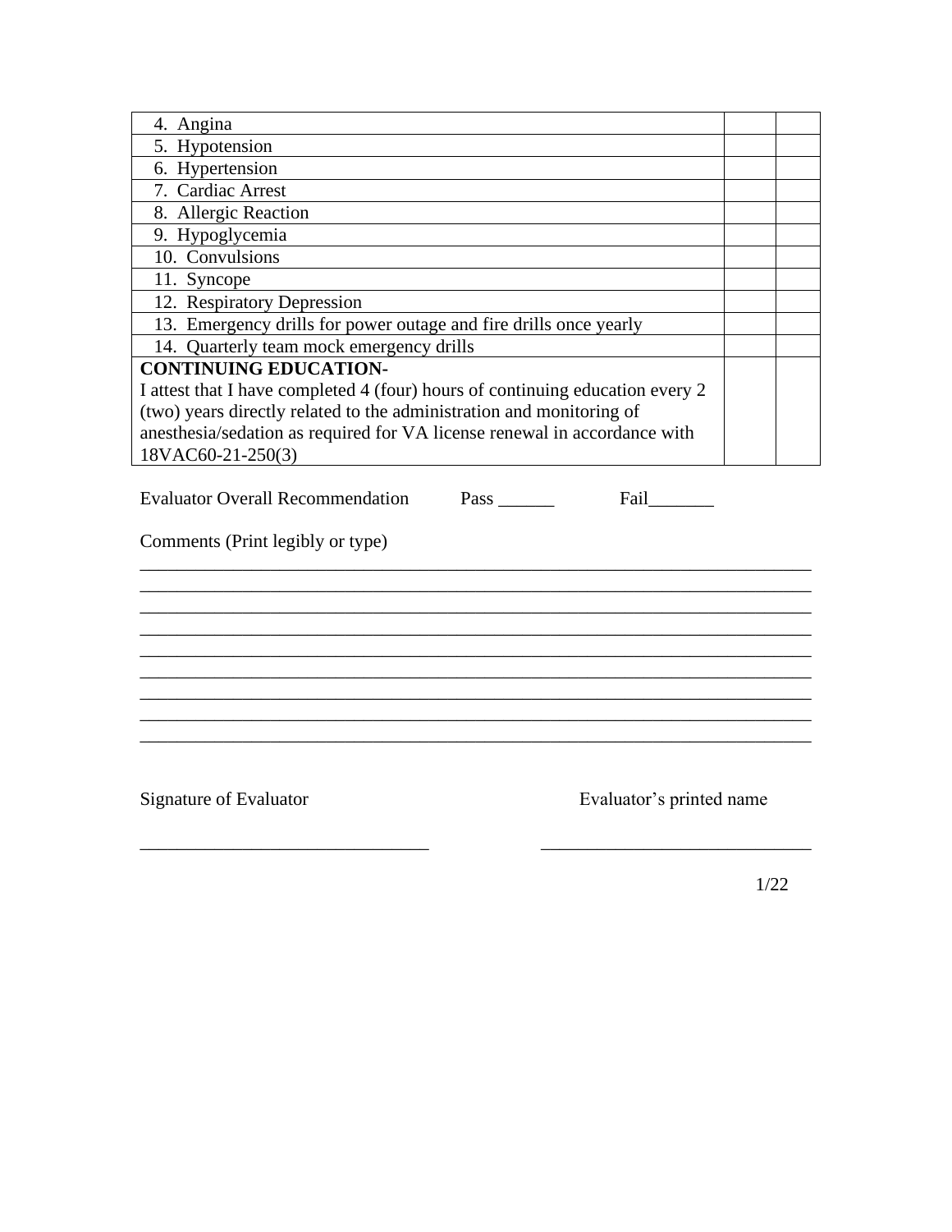| | | |
|---|---|---|
| 4. Angina | | |
| 5. Hypotension | | |
| 6. Hypertension | | |
| 7. Cardiac Arrest | | |
| 8. Allergic Reaction | | |
| 9. Hypoglycemia | | |
| 10. Convulsions | | |
| 11. Syncope | | |
| 12. Respiratory Depression | | |
| 13. Emergency drills for power outage and fire drills once yearly | | |
| 14. Quarterly team mock emergency drills | | |
| **CONTINUING EDUCATION-** I attest that I have completed 4 (four) hours of continuing education every 2 (two) years directly related to the administration and monitoring of anesthesia/sedation as required for VA license renewal in accordance with 18VAC60-21-250(3) | | |

Evaluator Overall Recommendation Pass ______ Fail_______

Comments (Print legibly or type)

___________________________________________________________________________
___________________________________________________________________________
___________________________________________________________________________
___________________________________________________________________________
___________________________________________________________________________
___________________________________________________________________________
___________________________________________________________________________
___________________________________________________________________________
___________________________________________________________________________

Signature of Evaluator Evaluator's printed name

________________________________ ______________________________

1/22